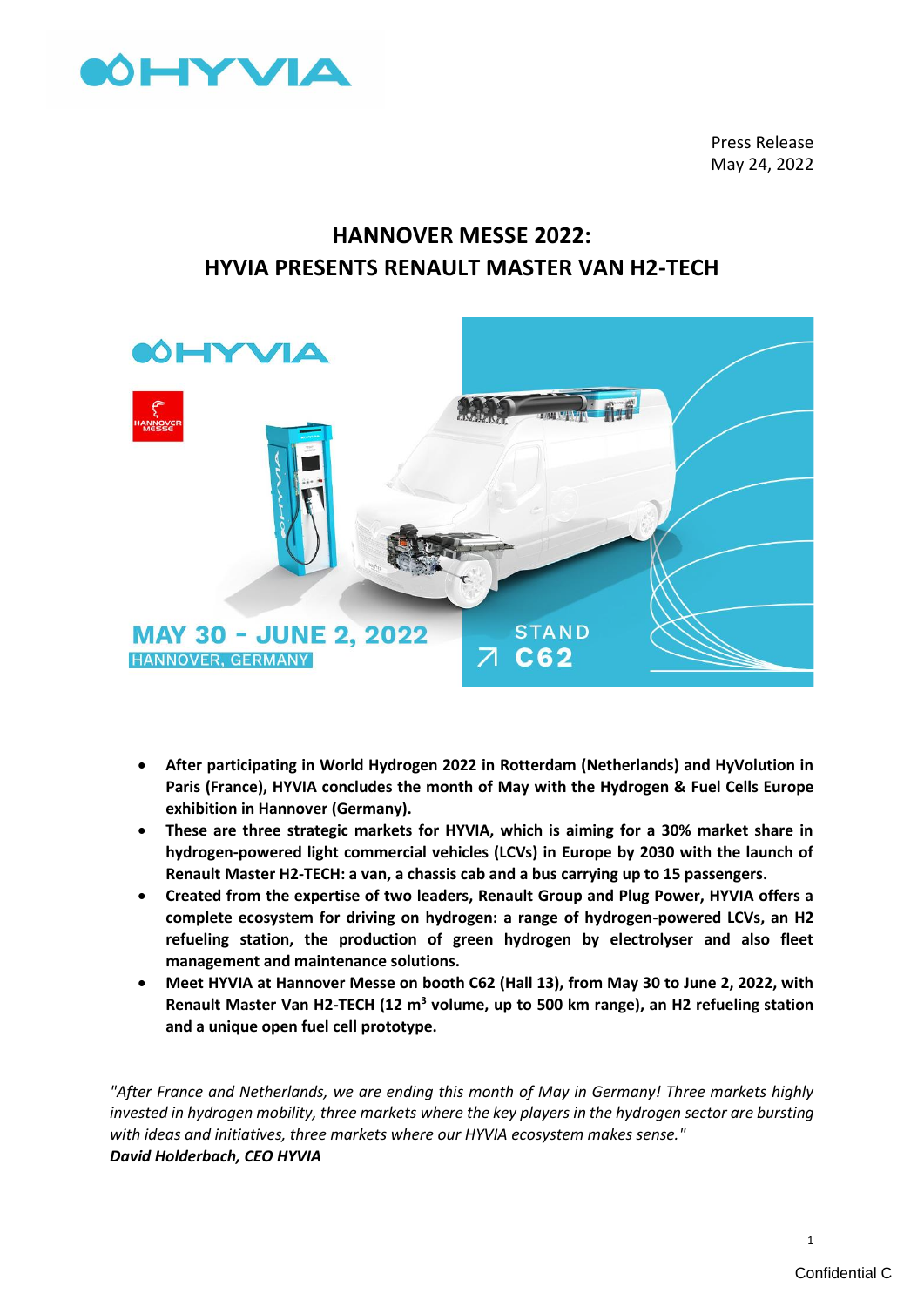Press Release
May 24, 2022

# HANNOVER MESSE 2022:
# HYVIA PRESENTS RENAULT MASTER VAN H2-TECH

MAY 30 - JUNE 2, 2022
HANNOVER, GERMANY
STAND C62

- **After participating in World Hydrogen 2022 in Rotterdam (Netherlands) and HyVolution in Paris (France), HYVIA concludes the month of May with the Hydrogen & Fuel Cells Europe exhibition in Hannover (Germany).**
- **These are three strategic markets for HYVIA, which is aiming for a 30% market share in hydrogen-powered light commercial vehicles (LCVs) in Europe by 2030 with the launch of Renault Master H2-TECH: a van, a chassis cab and a bus carrying up to 15 passengers.**
- **Created from the expertise of two leaders, Renault Group and Plug Power, HYVIA offers a complete ecosystem for driving on hydrogen: a range of hydrogen-powered LCVs, an H2 refueling station, the production of green hydrogen by electrolyser and also fleet management and maintenance solutions.**
- **Meet HYVIA at Hannover Messe on booth C62 (Hall 13), from May 30 to June 2, 2022, with Renault Master Van H2-TECH (12 m$^3$ volume, up to 500 km range), an H2 refueling station and a unique open fuel cell prototype.**

*"After France and Netherlands, we are ending this month of May in Germany! Three markets highly invested in hydrogen mobility, three markets where the key players in the hydrogen sector are bursting with ideas and initiatives, three markets where our HYVIA ecosystem makes sense."*
***David Holderbach, CEO HYVIA***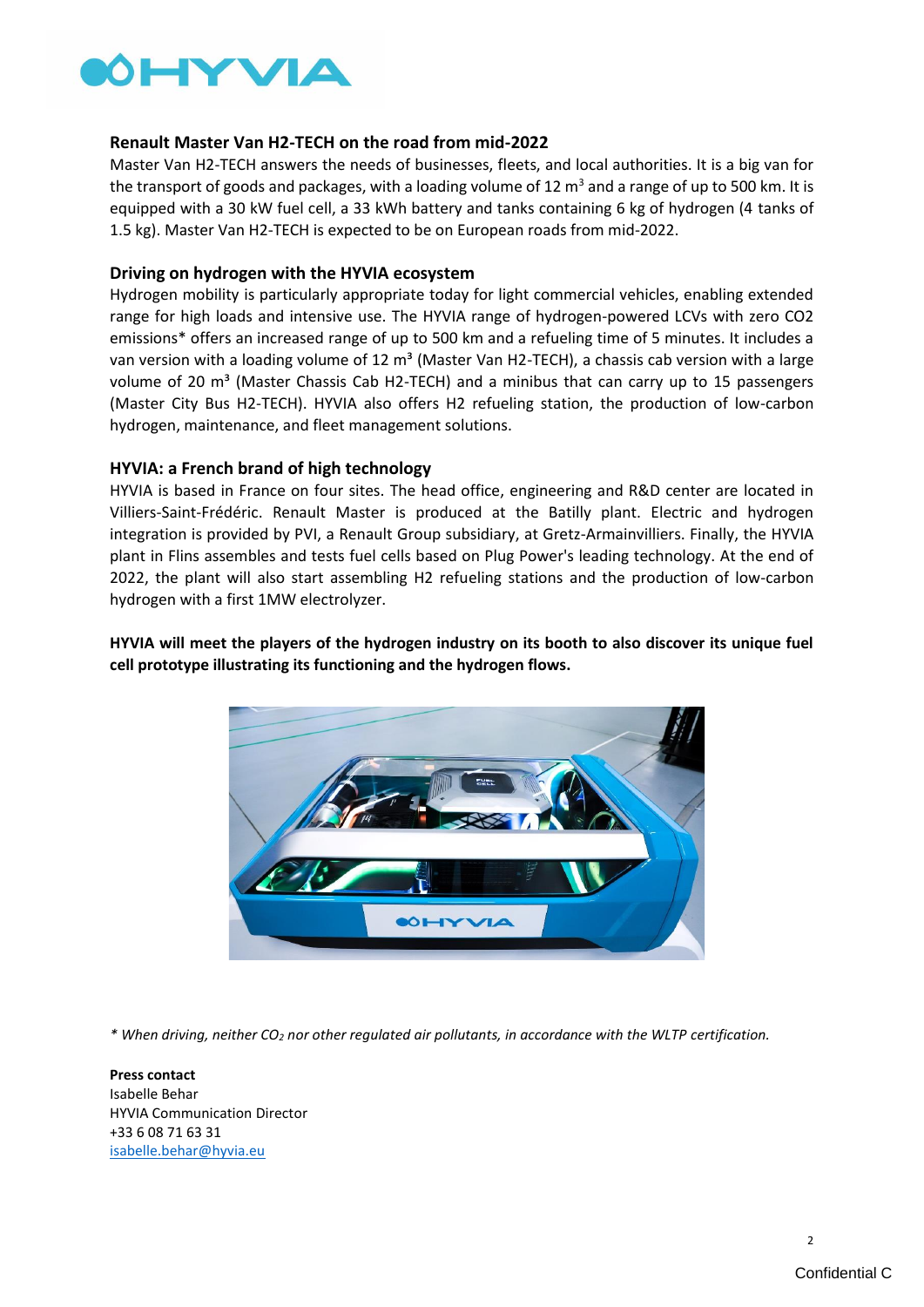## Renault Master Van H2-TECH on the road from mid-2022

Master Van H2-TECH answers the needs of businesses, fleets, and local authorities. It is a big van for the transport of goods and packages, with a loading volume of 12 $m^3$ and a range of up to 500 km. It is equipped with a 30 kW fuel cell, a 33 kWh battery and tanks containing 6 kg of hydrogen (4 tanks of 1.5 kg). Master Van H2-TECH is expected to be on European roads from mid-2022.

## Driving on hydrogen with the HYVIA ecosystem

Hydrogen mobility is particularly appropriate today for light commercial vehicles, enabling extended range for high loads and intensive use. The HYVIA range of hydrogen-powered LCVs with zero CO2 emissions* offers an increased range of up to 500 km and a refueling time of 5 minutes. It includes a van version with a loading volume of 12 $m^3$ (Master Van H2-TECH), a chassis cab version with a large volume of 20 $m^3$ (Master Chassis Cab H2-TECH) and a minibus that can carry up to 15 passengers (Master City Bus H2-TECH). HYVIA also offers H2 refueling station, the production of low-carbon hydrogen, maintenance, and fleet management solutions.

## HYVIA: a French brand of high technology

HYVIA is based in France on four sites. The head office, engineering and R&D center are located in Villiers-Saint-Frédéric. Renault Master is produced at the Batilly plant. Electric and hydrogen integration is provided by PVI, a Renault Group subsidiary, at Gretz-Armainvilliers. Finally, the HYVIA plant in Flins assembles and tests fuel cells based on Plug Power's leading technology. At the end of 2022, the plant will also start assembling H2 refueling stations and the production of low-carbon hydrogen with a first 1MW electrolyzer.

**HYVIA will meet the players of the hydrogen industry on its booth to also discover its unique fuel cell prototype illustrating its functioning and the hydrogen flows.**

*\* When driving, neither $CO_2$ nor other regulated air pollutants, in accordance with the WLTP certification.*

**Press contact**
Isabelle Behar
HYVIA Communication Director
+33 6 08 71 63 31
isabelle.behar@hyvia.eu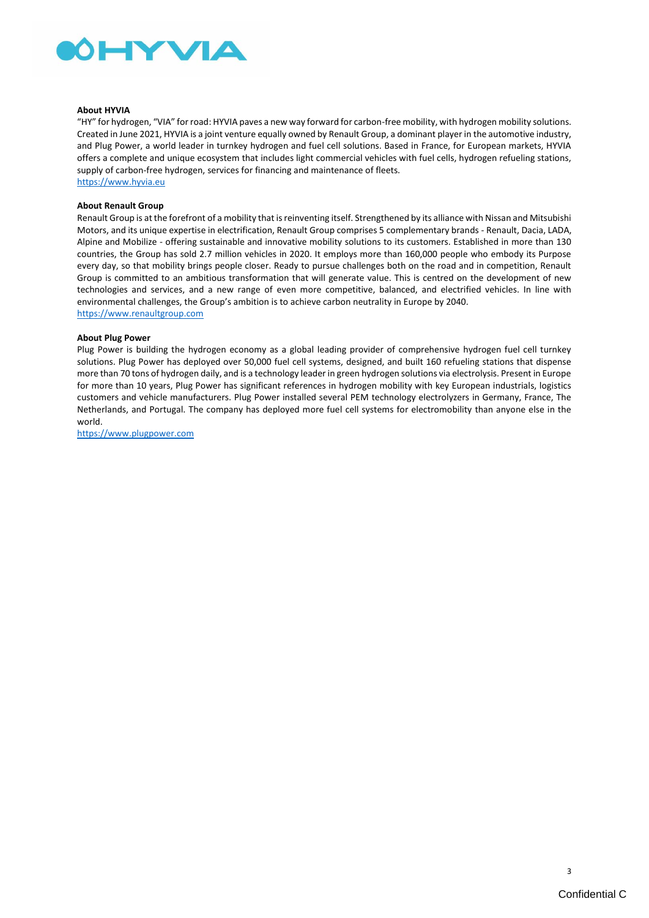**About HYVIA**

"HY" for hydrogen, "VIA" for road: HYVIA paves a new way forward for carbon-free mobility, with hydrogen mobility solutions. Created in June 2021, HYVIA is a joint venture equally owned by Renault Group, a dominant player in the automotive industry, and Plug Power, a world leader in turnkey hydrogen and fuel cell solutions. Based in France, for European markets, HYVIA offers a complete and unique ecosystem that includes light commercial vehicles with fuel cells, hydrogen refueling stations, supply of carbon-free hydrogen, services for financing and maintenance of fleets.
https://www.hyvia.eu

**About Renault Group**

Renault Group is at the forefront of a mobility that is reinventing itself. Strengthened by its alliance with Nissan and Mitsubishi Motors, and its unique expertise in electrification, Renault Group comprises 5 complementary brands - Renault, Dacia, LADA, Alpine and Mobilize - offering sustainable and innovative mobility solutions to its customers. Established in more than 130 countries, the Group has sold 2.7 million vehicles in 2020. It employs more than 160,000 people who embody its Purpose every day, so that mobility brings people closer. Ready to pursue challenges both on the road and in competition, Renault Group is committed to an ambitious transformation that will generate value. This is centred on the development of new technologies and services, and a new range of even more competitive, balanced, and electrified vehicles. In line with environmental challenges, the Group's ambition is to achieve carbon neutrality in Europe by 2040.
https://www.renaultgroup.com

**About Plug Power**

Plug Power is building the hydrogen economy as a global leading provider of comprehensive hydrogen fuel cell turnkey solutions. Plug Power has deployed over 50,000 fuel cell systems, designed, and built 160 refueling stations that dispense more than 70 tons of hydrogen daily, and is a technology leader in green hydrogen solutions via electrolysis. Present in Europe for more than 10 years, Plug Power has significant references in hydrogen mobility with key European industrials, logistics customers and vehicle manufacturers. Plug Power installed several PEM technology electrolyzers in Germany, France, The Netherlands, and Portugal. The company has deployed more fuel cell systems for electromobility than anyone else in the world.
https://www.plugpower.com